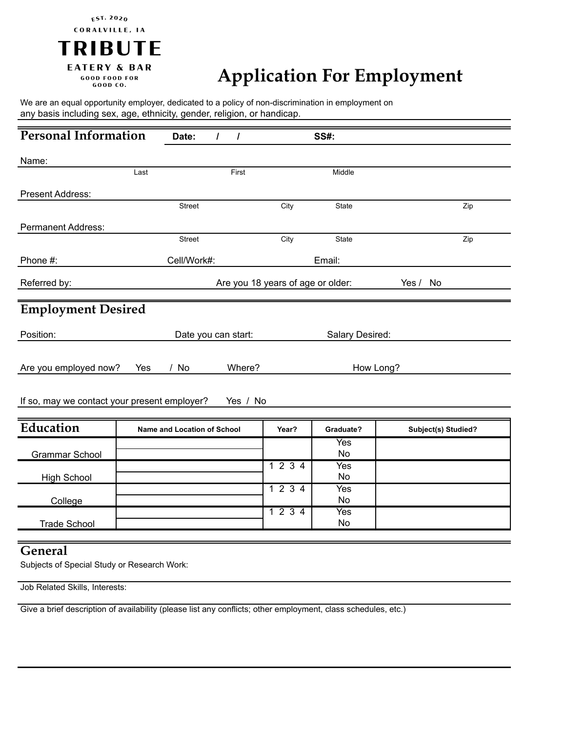EST. 2020

CORALVILLE, IA

# TRIBUTE

EATERY & BAR

GOOD FOOD FOR GOOD CO.

# Application For Employment

We are an equal opportunity employer, dedicated to a policy of non-discrimination in employment on any basis including sex, age, ethnicity, gender, religion, or handicap.

## Personal Information

**Date:** / / **SS#:**

Name:

Last First Middle

Present Address:

Street City State Zip

Permanent Address:

Street City State Zip

Phone #: Cell/Work#: Email:

Referred by: Are you 18 years of age or older: Yes / No

## Employment Desired

Position: Date you can start: Salary Desired:

Are you employed now? Yes / No Where? How Long?

If so, may we contact your present employer? Yes / No

| Education | Name and Location of School | Year? | Graduate? | Subject(s) Studied? |
|---|---|---|---|---|
| Grammar School | | | Yes / No | |
| High School | | 1 2 3 4 | Yes / No | |
| College | | 1 2 3 4 | Yes / No | |
| Trade School | | 1 2 3 4 | Yes / No | |

## General

Subjects of Special Study or Research Work:

Job Related Skills, Interests:

Give a brief description of availability (please list any conflicts; other employment, class schedules, etc.)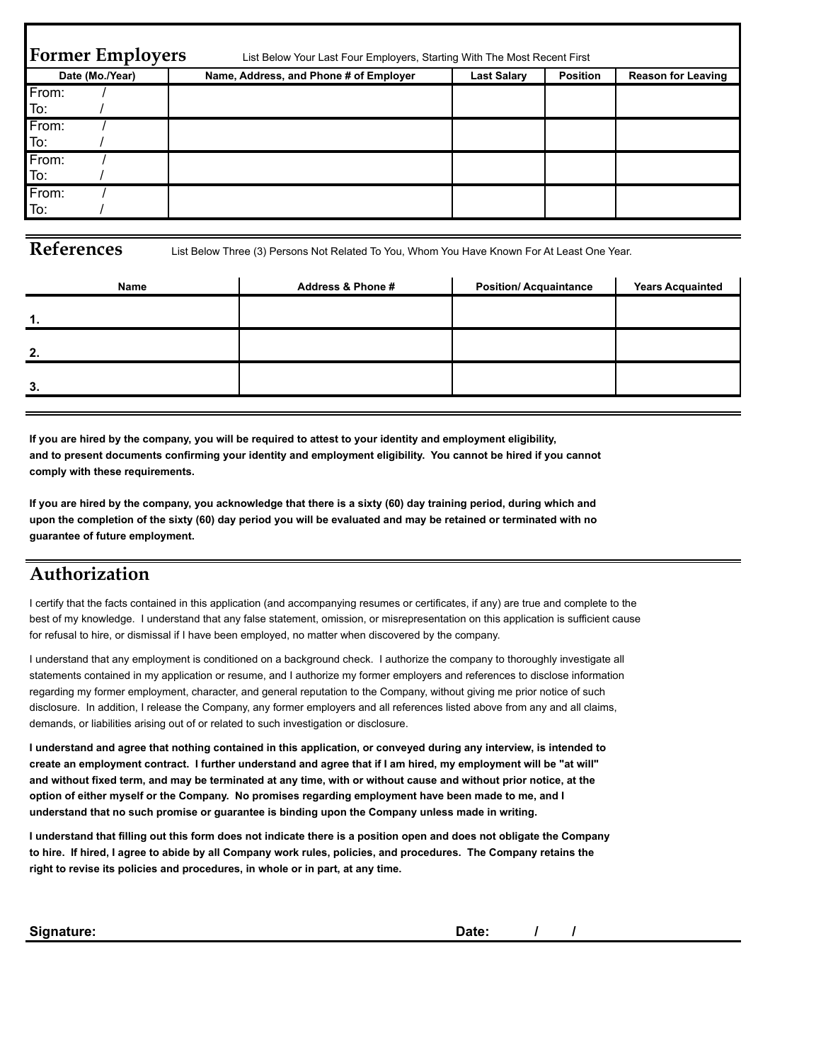## Former Employers

List Below Your Last Four Employers, Starting With The Most Recent First

| Date (Mo./Year) | Name, Address, and Phone # of Employer | Last Salary | Position | Reason for Leaving |
|---|---|---|---|---|
| From: / <br> To: / | | | | |
| From: / <br> To: / | | | | |
| From: / <br> To: / | | | | |
| From: / <br> To: / | | | | |

## References

List Below Three (3) Persons Not Related To You, Whom You Have Known For At Least One Year.

| Name | Address & Phone # | Position/ Acquaintance | Years Acquainted |
|---|---|---|---|
| 1. | | | |
| 2. | | | |
| 3. | | | |

**If you are hired by the company, you will be required to attest to your identity and employment eligibility, and to present documents confirming your identity and employment eligibility. You cannot be hired if you cannot comply with these requirements.**

**If you are hired by the company, you acknowledge that there is a sixty (60) day training period, during which and upon the completion of the sixty (60) day period you will be evaluated and may be retained or terminated with no guarantee of future employment.**

## Authorization

I certify that the facts contained in this application (and accompanying resumes or certificates, if any) are true and complete to the best of my knowledge. I understand that any false statement, omission, or misrepresentation on this application is sufficient cause for refusal to hire, or dismissal if I have been employed, no matter when discovered by the company.

I understand that any employment is conditioned on a background check. I authorize the company to thoroughly investigate all statements contained in my application or resume, and I authorize my former employers and references to disclose information regarding my former employment, character, and general reputation to the Company, without giving me prior notice of such disclosure. In addition, I release the Company, any former employers and all references listed above from any and all claims, demands, or liabilities arising out of or related to such investigation or disclosure.

**I understand and agree that nothing contained in this application, or conveyed during any interview, is intended to create an employment contract. I further understand and agree that if I am hired, my employment will be "at will" and without fixed term, and may be terminated at any time, with or without cause and without prior notice, at the option of either myself or the Company. No promises regarding employment have been made to me, and I understand that no such promise or guarantee is binding upon the Company unless made in writing.**

**I understand that filling out this form does not indicate there is a position open and does not obligate the Company to hire. If hired, I agree to abide by all Company work rules, policies, and procedures. The Company retains the right to revise its policies and procedures, in whole or in part, at any time.**

**Signature:** **Date: / /**